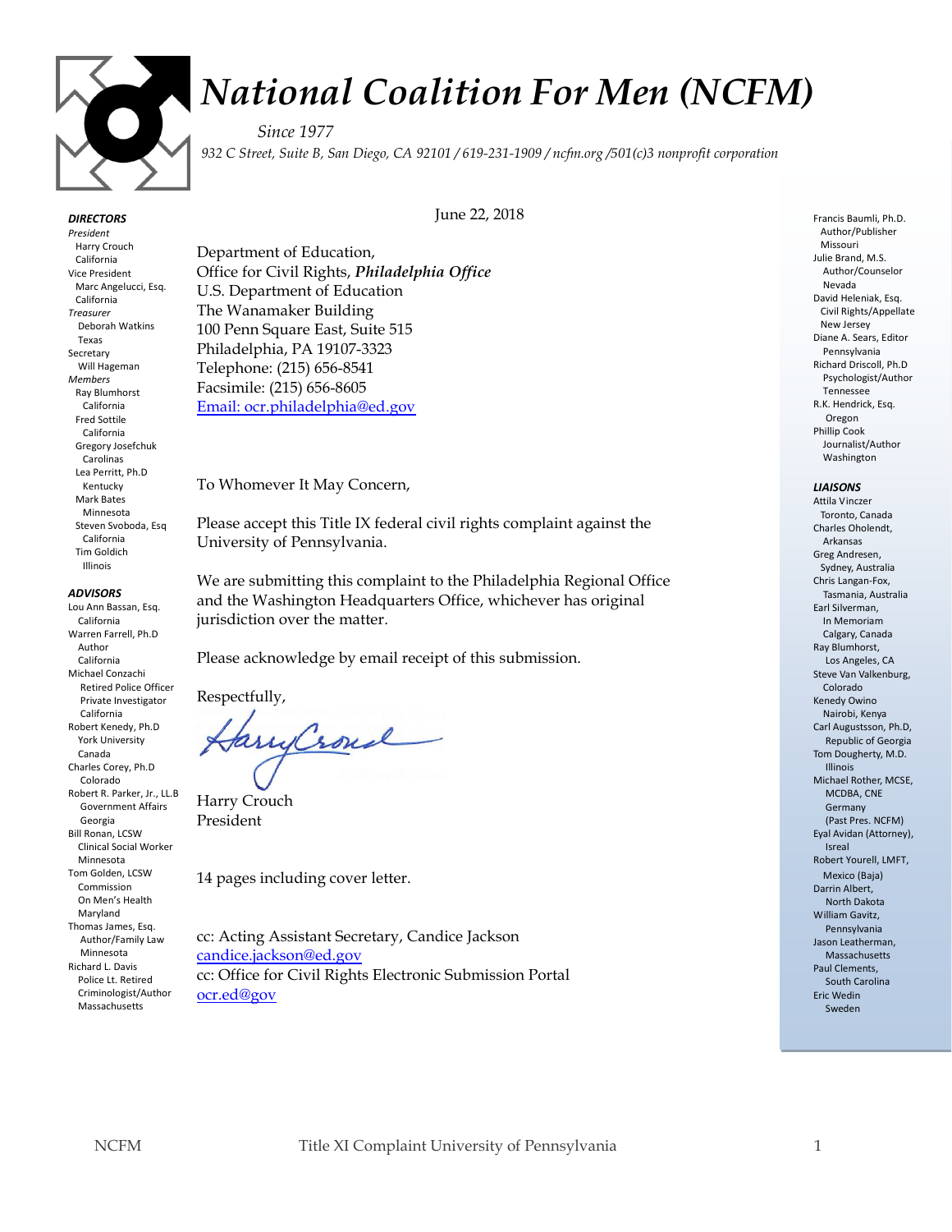# National Coalition For Men (NCFM)

*Since 1977*

*932 C Street, Suite B, San Diego, CA 92101 / 619-231-1909 / ncfm.org /501(c)3 nonprofit corporation*

***DIRECTORS***

*President*
Harry Crouch
California

Vice President
Marc Angelucci, Esq.
California

*Treasurer*
Deborah Watkins
Texas

Secretary
Will Hageman

*Members*
Ray Blumhorst
California

Fred Sottile
California

Gregory Josefchuk
Carolinas

Lea Perritt, Ph.D
Kentucky

Mark Bates
Minnesota

Steven Svoboda, Esq
California

Tim Goldich
Illinois

***ADVISORS***

Lou Ann Bassan, Esq.
California

Warren Farrell, Ph.D
Author
California

Michael Conzachi
Retired Police Officer
Private Investigator
California

Robert Kenedy, Ph.D
York University
Canada

Charles Corey, Ph.D
Colorado

Robert R. Parker, Jr., LL.B
Government Affairs
Georgia

Bill Ronan, LCSW
Clinical Social Worker
Minnesota

Tom Golden, LCSW
Commission
On Men's Health
Maryland

Thomas James, Esq.
Author/Family Law
Minnesota

Richard L. Davis
Police Lt. Retired
Criminologist/Author
Massachusetts

Francis Baumli, Ph.D.
Author/Publisher
Missouri

Julie Brand, M.S.
Author/Counselor
Nevada

David Heleniak, Esq.
Civil Rights/Appellate
New Jersey

Diane A. Sears, Editor
Pennsylvania

Richard Driscoll, Ph.D
Psychologist/Author
Tennessee

R.K. Hendrick, Esq.
Oregon

Phillip Cook
Journalist/Author
Washington

***LIAISONS***

Attila Vinczer
Toronto, Canada

Charles Oholendt,
Arkansas

Greg Andresen,
Sydney, Australia

Chris Langan-Fox,
Tasmania, Australia

Earl Silverman,
In Memoriam
Calgary, Canada

Ray Blumhorst,
Los Angeles, CA

Steve Van Valkenburg,
Colorado

Kenedy Owino
Nairobi, Kenya

Carl Augustsson, Ph.D,
Republic of Georgia

Tom Dougherty, M.D.
Illinois

Michael Rother, MCSE,
MCDBA, CNE
Germany
(Past Pres. NCFM)

Eyal Avidan (Attorney),
Isreal

Robert Yourell, LMFT,
Mexico (Baja)

Darrin Albert,
North Dakota

William Gavitz,
Pennsylvania

Jason Leatherman,
Massachusetts

Paul Clements,
South Carolina

Eric Wedin
Sweden

June 22, 2018

Department of Education,
Office for Civil Rights, ***Philadelphia Office***
U.S. Department of Education
The Wanamaker Building
100 Penn Square East, Suite 515
Philadelphia, PA 19107-3323
Telephone: (215) 656-8541
Facsimile: (215) 656-8605
Email: ocr.philadelphia@ed.gov

To Whomever It May Concern,

Please accept this Title IX federal civil rights complaint against the University of Pennsylvania.

We are submitting this complaint to the Philadelphia Regional Office and the Washington Headquarters Office, whichever has original jurisdiction over the matter.

Please acknowledge by email receipt of this submission.

Respectfully,

Harry Crouch
President

14 pages including cover letter.

cc: Acting Assistant Secretary, Candice Jackson
candice.jackson@ed.gov
cc: Office for Civil Rights Electronic Submission Portal
ocr.ed@gov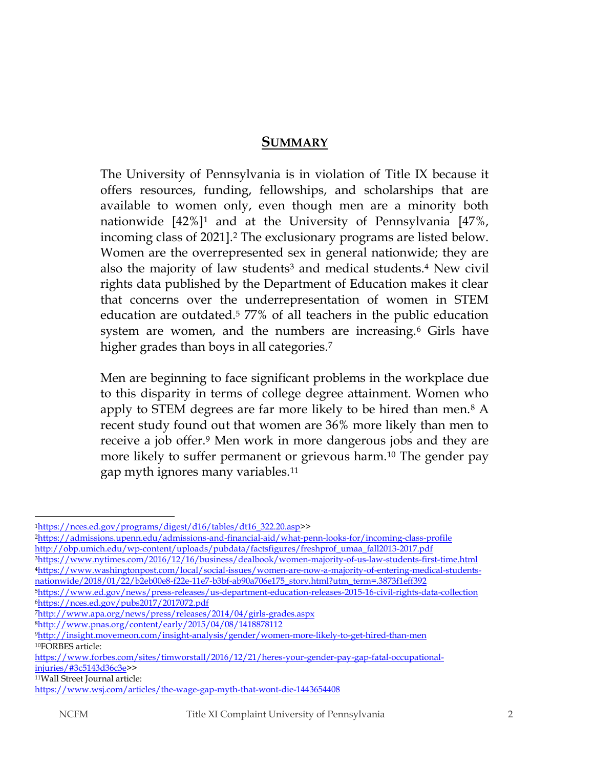## **SUMMARY**

The University of Pennsylvania is in violation of Title IX because it offers resources, funding, fellowships, and scholarships that are available to women only, even though men are a minority both nationwide [42%][1] and at the University of Pennsylvania [47%, incoming class of 2021].[2] The exclusionary programs are listed below. Women are the overrepresented sex in general nationwide; they are also the majority of law students[3] and medical students.[4] New civil rights data published by the Department of Education makes it clear that concerns over the underrepresentation of women in STEM education are outdated.[5] 77% of all teachers in the public education system are women, and the numbers are increasing.[6] Girls have higher grades than boys in all categories.[7]

Men are beginning to face significant problems in the workplace due to this disparity in terms of college degree attainment. Women who apply to STEM degrees are far more likely to be hired than men.[8] A recent study found out that women are 36% more likely than men to receive a job offer.[9] Men work in more dangerous jobs and they are more likely to suffer permanent or grievous harm.[10] The gender pay gap myth ignores many variables.[11]

---

[1]https://nces.ed.gov/programs/digest/d16/tables/dt16_322.20.asp>>
[2]https://admissions.upenn.edu/admissions-and-financial-aid/what-penn-looks-for/incoming-class-profile
http://obp.umich.edu/wp-content/uploads/pubdata/factsfigures/freshprof_umaa_fall2013-2017.pdf
[3]https://www.nytimes.com/2016/12/16/business/dealbook/women-majority-of-us-law-students-first-time.html
[4]https://www.washingtonpost.com/local/social-issues/women-are-now-a-majority-of-entering-medical-students-nationwide/2018/01/22/b2eb00e8-f22e-11e7-b3bf-ab90a706e175_story.html?utm_term=.3873f1eff392
[5]https://www.ed.gov/news/press-releases/us-department-education-releases-2015-16-civil-rights-data-collection
[6]https://nces.ed.gov/pubs2017/2017072.pdf
[7]http://www.apa.org/news/press/releases/2014/04/girls-grades.aspx
[8]http://www.pnas.org/content/early/2015/04/08/1418878112
[9]http://insight.movemeon.com/insight-analysis/gender/women-more-likely-to-get-hired-than-men
[10]FORBES article:
https://www.forbes.com/sites/timworstall/2016/12/21/heres-your-gender-pay-gap-fatal-occupational-injuries/#3c5143d36c3e>>
[11]Wall Street Journal article:
https://www.wsj.com/articles/the-wage-gap-myth-that-wont-die-1443654408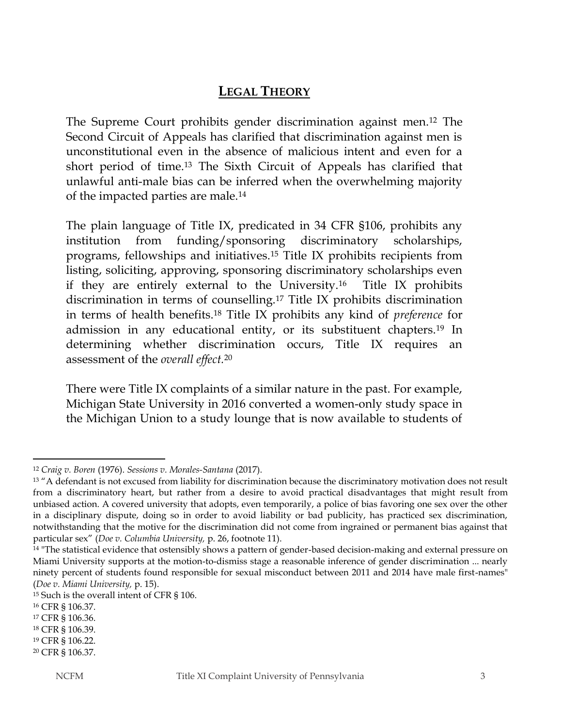## LEGAL THEORY

The Supreme Court prohibits gender discrimination against men.[12] The Second Circuit of Appeals has clarified that discrimination against men is unconstitutional even in the absence of malicious intent and even for a short period of time.[13] The Sixth Circuit of Appeals has clarified that unlawful anti-male bias can be inferred when the overwhelming majority of the impacted parties are male.[14]

The plain language of Title IX, predicated in 34 CFR §106, prohibits any institution from funding/sponsoring discriminatory scholarships, programs, fellowships and initiatives.[15] Title IX prohibits recipients from listing, soliciting, approving, sponsoring discriminatory scholarships even if they are entirely external to the University.[16] Title IX prohibits discrimination in terms of counselling.[17] Title IX prohibits discrimination in terms of health benefits.[18] Title IX prohibits any kind of *preference* for admission in any educational entity, or its substituent chapters.[19] In determining whether discrimination occurs, Title IX requires an assessment of the *overall effect.*[20]

There were Title IX complaints of a similar nature in the past. For example, Michigan State University in 2016 converted a women-only study space in the Michigan Union to a study lounge that is now available to students of

---

[12] *Craig v. Boren* (1976). *Sessions v. Morales-Santana* (2017).

[13] "A defendant is not excused from liability for discrimination because the discriminatory motivation does not result from a discriminatory heart, but rather from a desire to avoid practical disadvantages that might result from unbiased action. A covered university that adopts, even temporarily, a police of bias favoring one sex over the other in a disciplinary dispute, doing so in order to avoid liability or bad publicity, has practiced sex discrimination, notwithstanding that the motive for the discrimination did not come from ingrained or permanent bias against that particular sex" (*Doe v. Columbia University,* p. 26, footnote 11).

[14] "The statistical evidence that ostensibly shows a pattern of gender-based decision-making and external pressure on Miami University supports at the motion-to-dismiss stage a reasonable inference of gender discrimination ... nearly ninety percent of students found responsible for sexual misconduct between 2011 and 2014 have male first-names" (*Doe v. Miami University,* p. 15).

[15] Such is the overall intent of CFR § 106.

[16] CFR § 106.37.

[17] CFR § 106.36.

[18] CFR § 106.39.

[19] CFR § 106.22.

[20] CFR § 106.37.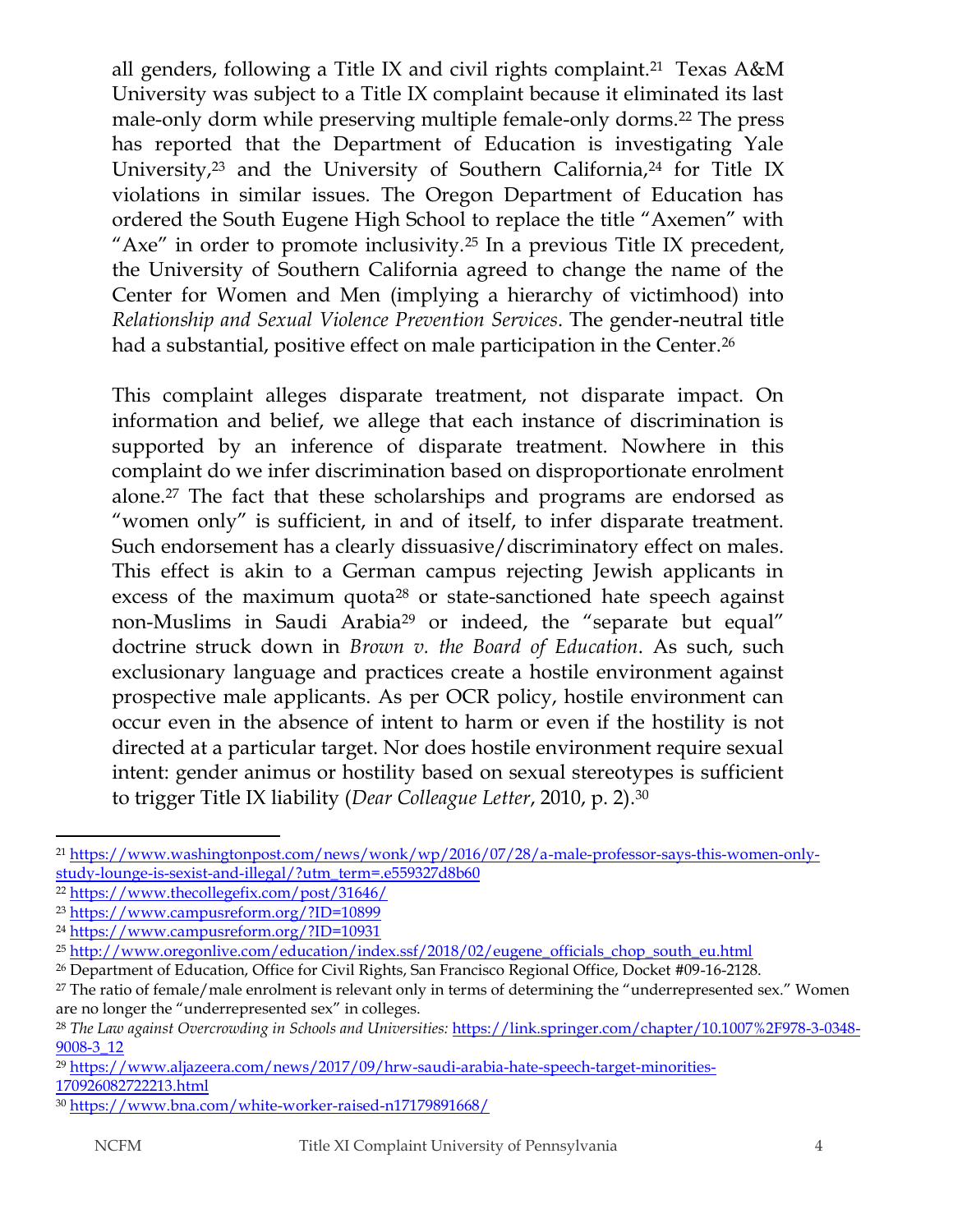all genders, following a Title IX and civil rights complaint.[21] Texas A&M University was subject to a Title IX complaint because it eliminated its last male-only dorm while preserving multiple female-only dorms.[22] The press has reported that the Department of Education is investigating Yale University,[23] and the University of Southern California,[24] for Title IX violations in similar issues. The Oregon Department of Education has ordered the South Eugene High School to replace the title "Axemen" with "Axe" in order to promote inclusivity.[25] In a previous Title IX precedent, the University of Southern California agreed to change the name of the Center for Women and Men (implying a hierarchy of victimhood) into *Relationship and Sexual Violence Prevention Services*. The gender-neutral title had a substantial, positive effect on male participation in the Center.[26]

This complaint alleges disparate treatment, not disparate impact. On information and belief, we allege that each instance of discrimination is supported by an inference of disparate treatment. Nowhere in this complaint do we infer discrimination based on disproportionate enrolment alone.[27] The fact that these scholarships and programs are endorsed as "women only" is sufficient, in and of itself, to infer disparate treatment. Such endorsement has a clearly dissuasive/discriminatory effect on males. This effect is akin to a German campus rejecting Jewish applicants in excess of the maximum quota[28] or state-sanctioned hate speech against non-Muslims in Saudi Arabia[29] or indeed, the "separate but equal" doctrine struck down in *Brown v. the Board of Education*. As such, such exclusionary language and practices create a hostile environment against prospective male applicants. As per OCR policy, hostile environment can occur even in the absence of intent to harm or even if the hostility is not directed at a particular target. Nor does hostile environment require sexual intent: gender animus or hostility based on sexual stereotypes is sufficient to trigger Title IX liability (*Dear Colleague Letter*, 2010, p. 2).[30]

---

[21] https://www.washingtonpost.com/news/wonk/wp/2016/07/28/a-male-professor-says-this-women-only-study-lounge-is-sexist-and-illegal/?utm_term=.e559327d8b60

[22] https://www.thecollegefix.com/post/31646/

[23] https://www.campusreform.org/?ID=10899

[24] https://www.campusreform.org/?ID=10931

[25] http://www.oregonlive.com/education/index.ssf/2018/02/eugene_officials_chop_south_eu.html

[26] Department of Education, Office for Civil Rights, San Francisco Regional Office, Docket #09-16-2128.

[27] The ratio of female/male enrolment is relevant only in terms of determining the "underrepresented sex." Women are no longer the "underrepresented sex" in colleges.

[28] *The Law against Overcrowding in Schools and Universities:* https://link.springer.com/chapter/10.1007%2F978-3-0348-9008-3_12

[29] https://www.aljazeera.com/news/2017/09/hrw-saudi-arabia-hate-speech-target-minorities-170926082722213.html

[30] https://www.bna.com/white-worker-raised-n17179891668/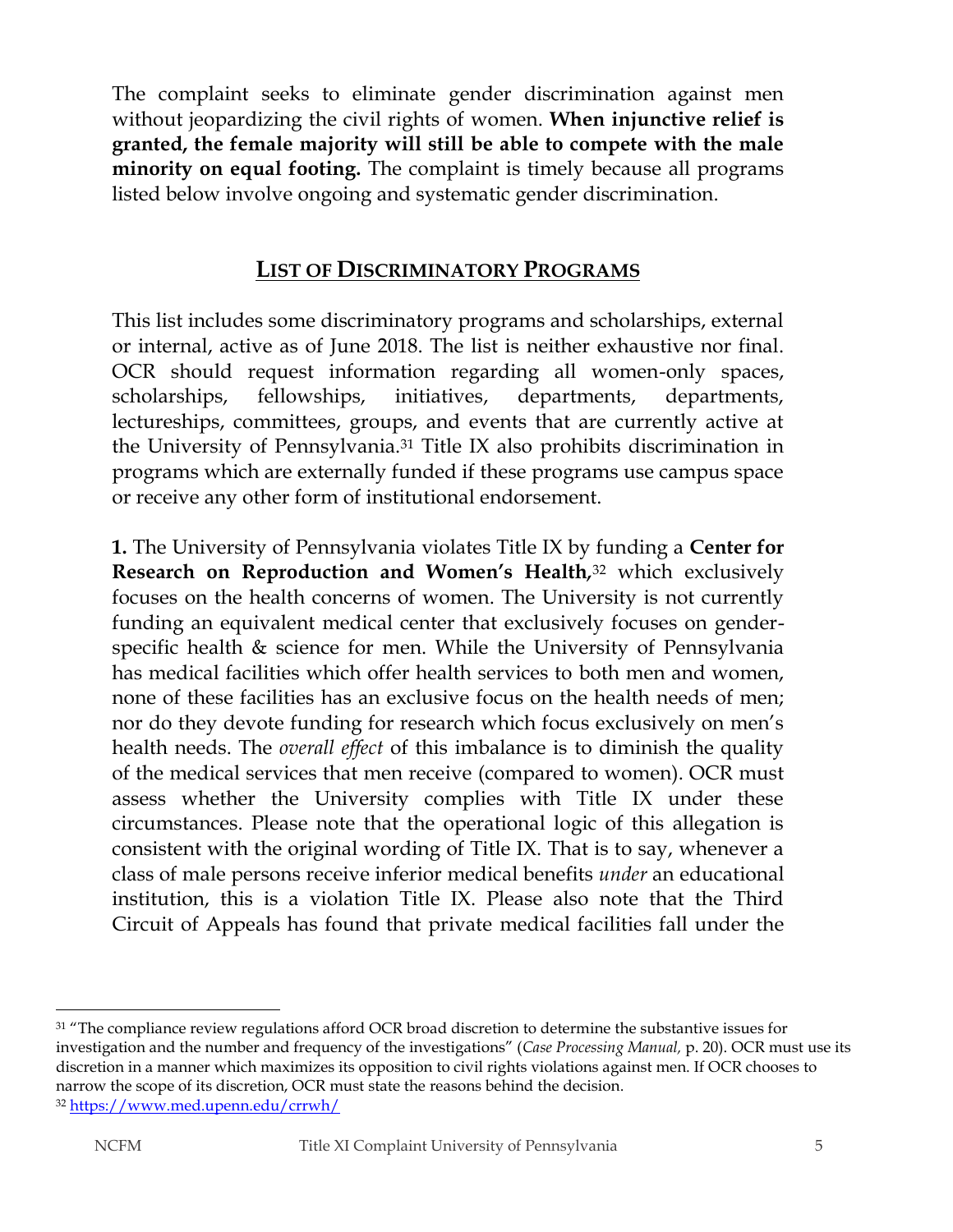The complaint seeks to eliminate gender discrimination against men without jeopardizing the civil rights of women. **When injunctive relief is granted, the female majority will still be able to compete with the male minority on equal footing.** The complaint is timely because all programs listed below involve ongoing and systematic gender discrimination.

## LIST OF DISCRIMINATORY PROGRAMS

This list includes some discriminatory programs and scholarships, external or internal, active as of June 2018. The list is neither exhaustive nor final. OCR should request information regarding all women-only spaces, scholarships, fellowships, initiatives, departments, departments, lectureships, committees, groups, and events that are currently active at the University of Pennsylvania.[31] Title IX also prohibits discrimination in programs which are externally funded if these programs use campus space or receive any other form of institutional endorsement.

**1.** The University of Pennsylvania violates Title IX by funding a **Center for Research on Reproduction and Women's Health,**[32] which exclusively focuses on the health concerns of women. The University is not currently funding an equivalent medical center that exclusively focuses on gender-specific health & science for men. While the University of Pennsylvania has medical facilities which offer health services to both men and women, none of these facilities has an exclusive focus on the health needs of men; nor do they devote funding for research which focus exclusively on men's health needs. The *overall effect* of this imbalance is to diminish the quality of the medical services that men receive (compared to women). OCR must assess whether the University complies with Title IX under these circumstances. Please note that the operational logic of this allegation is consistent with the original wording of Title IX. That is to say, whenever a class of male persons receive inferior medical benefits *under* an educational institution, this is a violation Title IX. Please also note that the Third Circuit of Appeals has found that private medical facilities fall under the

---

[31] "The compliance review regulations afford OCR broad discretion to determine the substantive issues for investigation and the number and frequency of the investigations" (*Case Processing Manual,* p. 20). OCR must use its discretion in a manner which maximizes its opposition to civil rights violations against men. If OCR chooses to narrow the scope of its discretion, OCR must state the reasons behind the decision.

[32] https://www.med.upenn.edu/crrwh/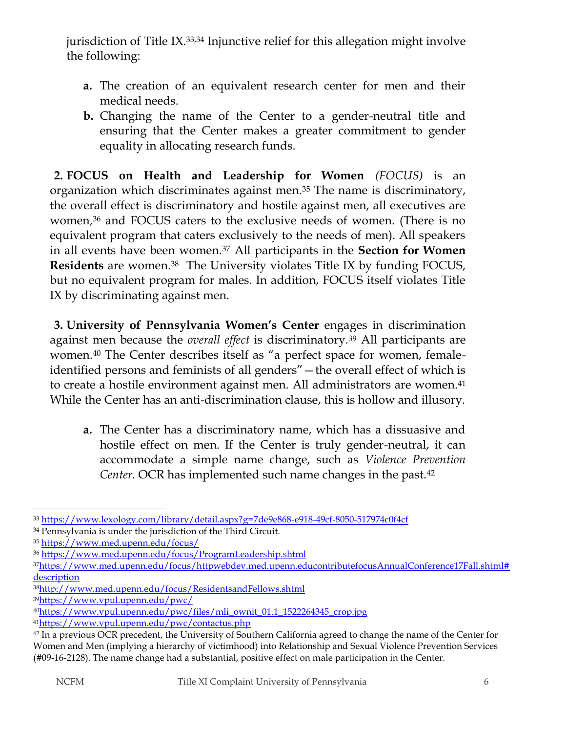jurisdiction of Title IX.[33,34] Injunctive relief for this allegation might involve the following:

- **a.** The creation of an equivalent research center for men and their medical needs.
- **b.** Changing the name of the Center to a gender-neutral title and ensuring that the Center makes a greater commitment to gender equality in allocating research funds.

**2. FOCUS on Health and Leadership for Women** *(FOCUS)* is an organization which discriminates against men.[35] The name is discriminatory, the overall effect is discriminatory and hostile against men, all executives are women,[36] and FOCUS caters to the exclusive needs of women. (There is no equivalent program that caters exclusively to the needs of men). All speakers in all events have been women.[37] All participants in the **Section for Women Residents** are women.[38] The University violates Title IX by funding FOCUS, but no equivalent program for males. In addition, FOCUS itself violates Title IX by discriminating against men.

**3. University of Pennsylvania Women's Center** engages in discrimination against men because the *overall effect* is discriminatory.[39] All participants are women.[40] The Center describes itself as "a perfect space for women, female-identified persons and feminists of all genders"—the overall effect of which is to create a hostile environment against men. All administrators are women.[41] While the Center has an anti-discrimination clause, this is hollow and illusory.

- **a.** The Center has a discriminatory name, which has a dissuasive and hostile effect on men. If the Center is truly gender-neutral, it can accommodate a simple name change, such as *Violence Prevention Center.* OCR has implemented such name changes in the past.[42]

---

[33] https://www.lexology.com/library/detail.aspx?g=7de9e868-e918-49cf-8050-517974c0f4cf

[34] Pennsylvania is under the jurisdiction of the Third Circuit.

[35] https://www.med.upenn.edu/focus/

[36] https://www.med.upenn.edu/focus/ProgramLeadership.shtml

[37] https://www.med.upenn.edu/focus/httpwebdev.med.upenn.educontributefocusAnnualConference17Fall.shtml#description

[38] http://www.med.upenn.edu/focus/ResidentsandFellows.shtml

[39] https://www.vpul.upenn.edu/pwc/

[40] https://www.vpul.upenn.edu/pwc/files/mli_ownit_01.1_1522264345_crop.jpg

[41] https://www.vpul.upenn.edu/pwc/contactus.php

[42] In a previous OCR precedent, the University of Southern California agreed to change the name of the Center for Women and Men (implying a hierarchy of victimhood) into Relationship and Sexual Violence Prevention Services (#09-16-2128). The name change had a substantial, positive effect on male participation in the Center.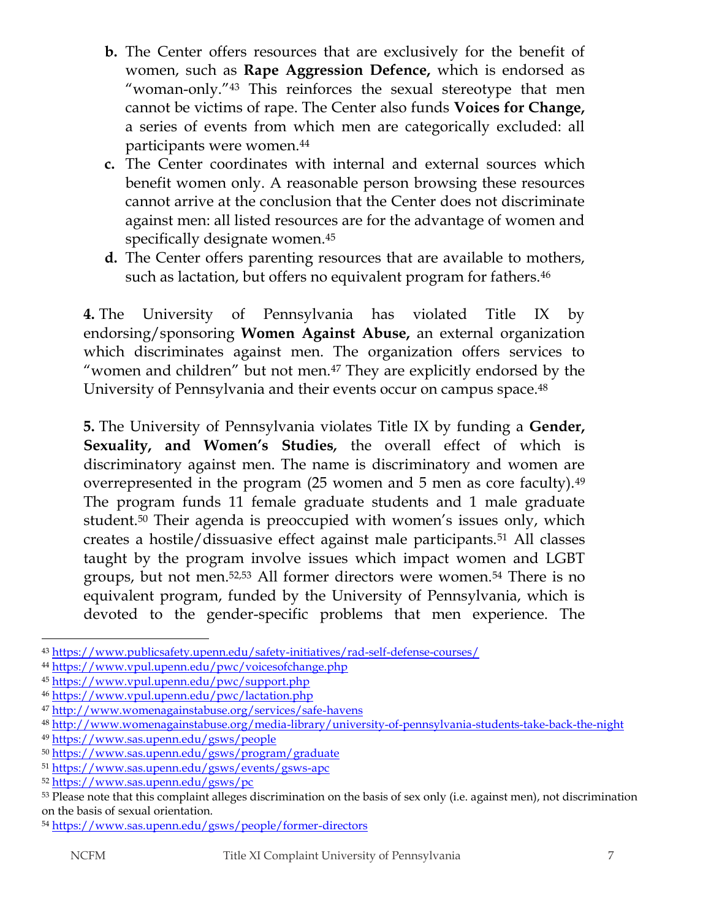b. The Center offers resources that are exclusively for the benefit of women, such as **Rape Aggression Defence,** which is endorsed as "woman-only."[43] This reinforces the sexual stereotype that men cannot be victims of rape. The Center also funds **Voices for Change,** a series of events from which men are categorically excluded: all participants were women.[44]

c. The Center coordinates with internal and external sources which benefit women only. A reasonable person browsing these resources cannot arrive at the conclusion that the Center does not discriminate against men: all listed resources are for the advantage of women and specifically designate women.[45]

d. The Center offers parenting resources that are available to mothers, such as lactation, but offers no equivalent program for fathers.[46]

**4.** The University of Pennsylvania has violated Title IX by endorsing/sponsoring **Women Against Abuse,** an external organization which discriminates against men. The organization offers services to "women and children" but not men.[47] They are explicitly endorsed by the University of Pennsylvania and their events occur on campus space.[48]

**5.** The University of Pennsylvania violates Title IX by funding a **Gender, Sexuality, and Women's Studies,** the overall effect of which is discriminatory against men. The name is discriminatory and women are overrepresented in the program (25 women and 5 men as core faculty).[49] The program funds 11 female graduate students and 1 male graduate student.[50] Their agenda is preoccupied with women's issues only, which creates a hostile/dissuasive effect against male participants.[51] All classes taught by the program involve issues which impact women and LGBT groups, but not men.[52,53] All former directors were women.[54] There is no equivalent program, funded by the University of Pennsylvania, which is devoted to the gender-specific problems that men experience. The

---

[43] https://www.publicsafety.upenn.edu/safety-initiatives/rad-self-defense-courses/
[44] https://www.vpul.upenn.edu/pwc/voicesofchange.php
[45] https://www.vpul.upenn.edu/pwc/support.php
[46] https://www.vpul.upenn.edu/pwc/lactation.php
[47] http://www.womenagainstabuse.org/services/safe-havens
[48] http://www.womenagainstabuse.org/media-library/university-of-pennsylvania-students-take-back-the-night
[49] https://www.sas.upenn.edu/gsws/people
[50] https://www.sas.upenn.edu/gsws/program/graduate
[51] https://www.sas.upenn.edu/gsws/events/gsws-apc
[52] https://www.sas.upenn.edu/gsws/pc
[53] Please note that this complaint alleges discrimination on the basis of sex only (i.e. against men), not discrimination on the basis of sexual orientation.
[54] https://www.sas.upenn.edu/gsws/people/former-directors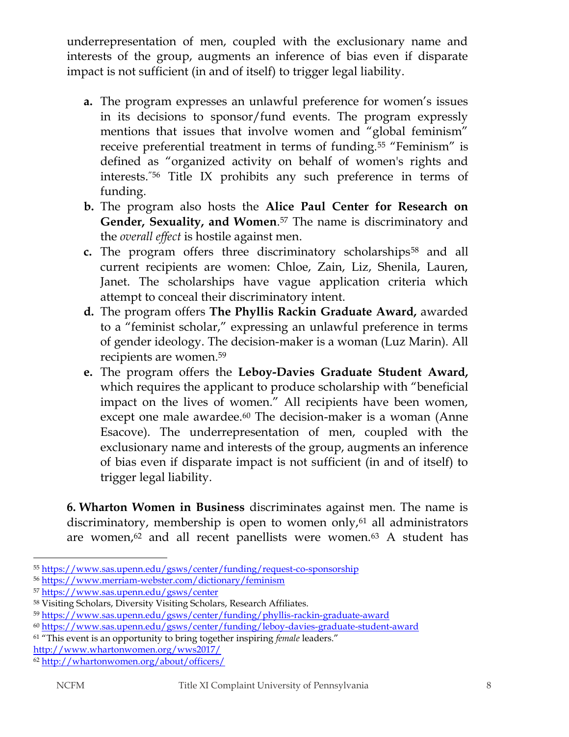underrepresentation of men, coupled with the exclusionary name and interests of the group, augments an inference of bias even if disparate impact is not sufficient (in and of itself) to trigger legal liability.

a. The program expresses an unlawful preference for women's issues in its decisions to sponsor/fund events. The program expressly mentions that issues that involve women and "global feminism" receive preferential treatment in terms of funding.[55] "Feminism" is defined as "organized activity on behalf of women's rights and interests."[56] Title IX prohibits any such preference in terms of funding.

b. The program also hosts the **Alice Paul Center for Research on Gender, Sexuality, and Women**.[57] The name is discriminatory and the *overall effect* is hostile against men.

c. The program offers three discriminatory scholarships[58] and all current recipients are women: Chloe, Zain, Liz, Shenila, Lauren, Janet. The scholarships have vague application criteria which attempt to conceal their discriminatory intent.

d. The program offers **The Phyllis Rackin Graduate Award,** awarded to a "feminist scholar," expressing an unlawful preference in terms of gender ideology. The decision-maker is a woman (Luz Marin). All recipients are women.[59]

e. The program offers the **Leboy-Davies Graduate Student Award,** which requires the applicant to produce scholarship with "beneficial impact on the lives of women." All recipients have been women, except one male awardee.[60] The decision-maker is a woman (Anne Esacove). The underrepresentation of men, coupled with the exclusionary name and interests of the group, augments an inference of bias even if disparate impact is not sufficient (in and of itself) to trigger legal liability.

**6. Wharton Women in Business** discriminates against men. The name is discriminatory, membership is open to women only,[61] all administrators are women,[62] and all recent panellists were women.[63] A student has

---

[55] https://www.sas.upenn.edu/gsws/center/funding/request-co-sponsorship

[56] https://www.merriam-webster.com/dictionary/feminism

[57] https://www.sas.upenn.edu/gsws/center

[58] Visiting Scholars, Diversity Visiting Scholars, Research Affiliates.

[59] https://www.sas.upenn.edu/gsws/center/funding/phyllis-rackin-graduate-award

[60] https://www.sas.upenn.edu/gsws/center/funding/leboy-davies-graduate-student-award

[61] "This event is an opportunity to bring together inspiring *female* leaders." http://www.whartonwomen.org/wws2017/

[62] http://whartonwomen.org/about/officers/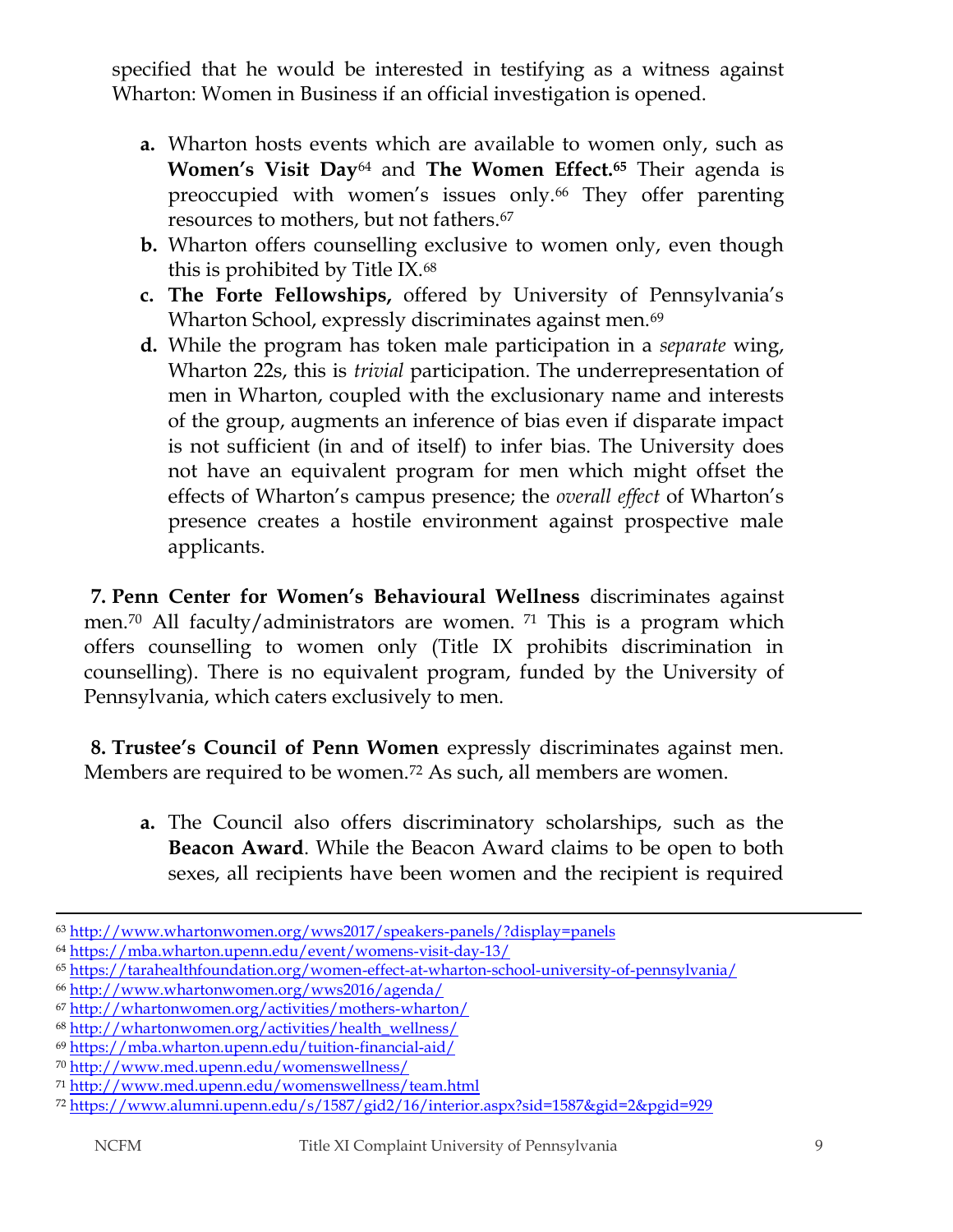specified that he would be interested in testifying as a witness against Wharton: Women in Business if an official investigation is opened.

a. Wharton hosts events which are available to women only, such as **Women's Visit Day**[64] and **The Women Effect.**[65] Their agenda is preoccupied with women's issues only.[66] They offer parenting resources to mothers, but not fathers.[67]

b. Wharton offers counselling exclusive to women only, even though this is prohibited by Title IX.[68]

c. **The Forte Fellowships,** offered by University of Pennsylvania's Wharton School, expressly discriminates against men.[69]

d. While the program has token male participation in a *separate* wing, Wharton 22s, this is *trivial* participation. The underrepresentation of men in Wharton, coupled with the exclusionary name and interests of the group, augments an inference of bias even if disparate impact is not sufficient (in and of itself) to infer bias. The University does not have an equivalent program for men which might offset the effects of Wharton's campus presence; the *overall effect* of Wharton's presence creates a hostile environment against prospective male applicants.

**7. Penn Center for Women's Behavioural Wellness** discriminates against men.[70] All faculty/administrators are women. [71] This is a program which offers counselling to women only (Title IX prohibits discrimination in counselling). There is no equivalent program, funded by the University of Pennsylvania, which caters exclusively to men.

**8. Trustee's Council of Penn Women** expressly discriminates against men. Members are required to be women.[72] As such, all members are women.

a. The Council also offers discriminatory scholarships, such as the **Beacon Award**. While the Beacon Award claims to be open to both sexes, all recipients have been women and the recipient is required

---

[63] http://www.whartonwomen.org/wws2017/speakers-panels/?display=panels

[64] https://mba.wharton.upenn.edu/event/womens-visit-day-13/

[65] https://tarahealthfoundation.org/women-effect-at-wharton-school-university-of-pennsylvania/

[66] http://www.whartonwomen.org/wws2016/agenda/

[67] http://whartonwomen.org/activities/mothers-wharton/

[68] http://whartonwomen.org/activities/health_wellness/

[69] https://mba.wharton.upenn.edu/tuition-financial-aid/

[70] http://www.med.upenn.edu/womenswellness/

[71] http://www.med.upenn.edu/womenswellness/team.html

[72] https://www.alumni.upenn.edu/s/1587/gid2/16/interior.aspx?sid=1587&gid=2&pgid=929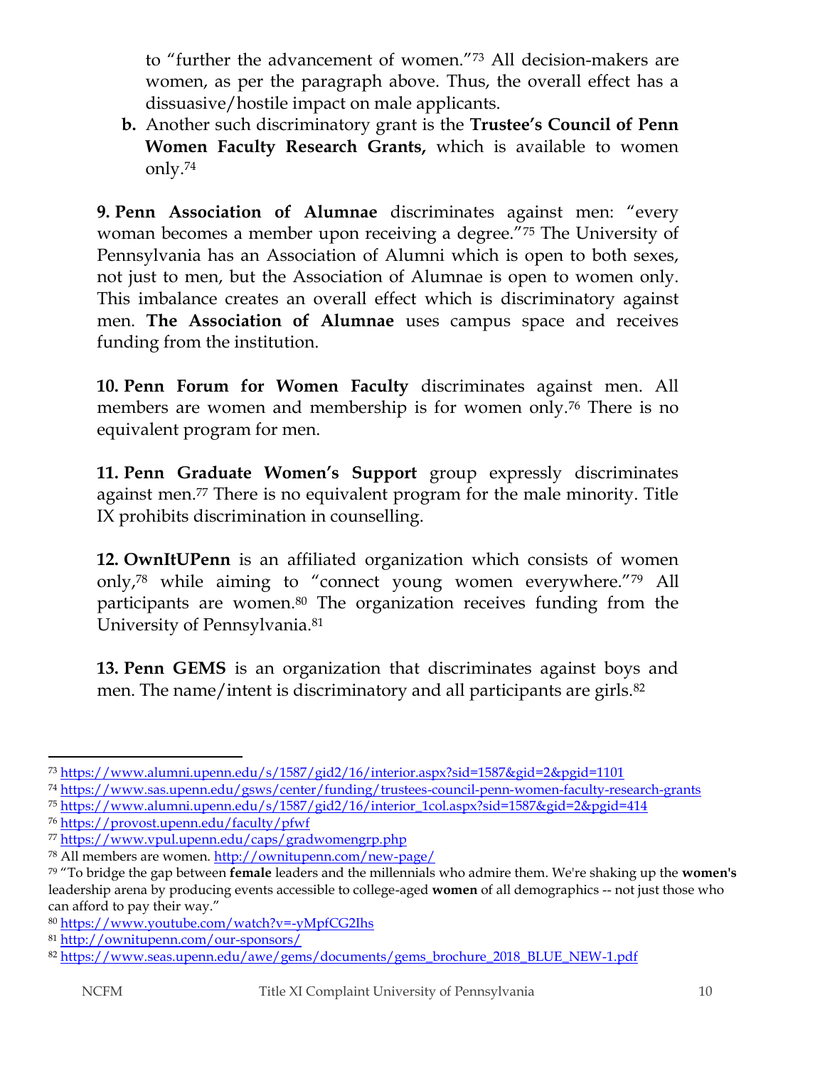to "further the advancement of women."[73] All decision-makers are women, as per the paragraph above. Thus, the overall effect has a dissuasive/hostile impact on male applicants.

**b.** Another such discriminatory grant is the **Trustee's Council of Penn Women Faculty Research Grants,** which is available to women only.[74]

**9. Penn Association of Alumnae** discriminates against men: "every woman becomes a member upon receiving a degree."[75] The University of Pennsylvania has an Association of Alumni which is open to both sexes, not just to men, but the Association of Alumnae is open to women only. This imbalance creates an overall effect which is discriminatory against men. **The Association of Alumnae** uses campus space and receives funding from the institution.

**10. Penn Forum for Women Faculty** discriminates against men. All members are women and membership is for women only.[76] There is no equivalent program for men.

**11. Penn Graduate Women's Support** group expressly discriminates against men.[77] There is no equivalent program for the male minority. Title IX prohibits discrimination in counselling.

**12. OwnItUPenn** is an affiliated organization which consists of women only,[78] while aiming to "connect young women everywhere."[79] All participants are women.[80] The organization receives funding from the University of Pennsylvania.[81]

**13. Penn GEMS** is an organization that discriminates against boys and men. The name/intent is discriminatory and all participants are girls.[82]

---

[73] https://www.alumni.upenn.edu/s/1587/gid2/16/interior.aspx?sid=1587&gid=2&pgid=1101

[74] https://www.sas.upenn.edu/gsws/center/funding/trustees-council-penn-women-faculty-research-grants

[75] https://www.alumni.upenn.edu/s/1587/gid2/16/interior_1col.aspx?sid=1587&gid=2&pgid=414

[76] https://provost.upenn.edu/faculty/pfwf

[77] https://www.vpul.upenn.edu/caps/gradwomengrp.php

[78] All members are women. http://ownitupenn.com/new-page/

[79] "To bridge the gap between **female** leaders and the millennials who admire them. We're shaking up the **women's** leadership arena by producing events accessible to college-aged **women** of all demographics -- not just those who can afford to pay their way."

[80] https://www.youtube.com/watch?v=-yMpfCG2Ihs

[81] http://ownitupenn.com/our-sponsors/

[82] https://www.seas.upenn.edu/awe/gems/documents/gems_brochure_2018_BLUE_NEW-1.pdf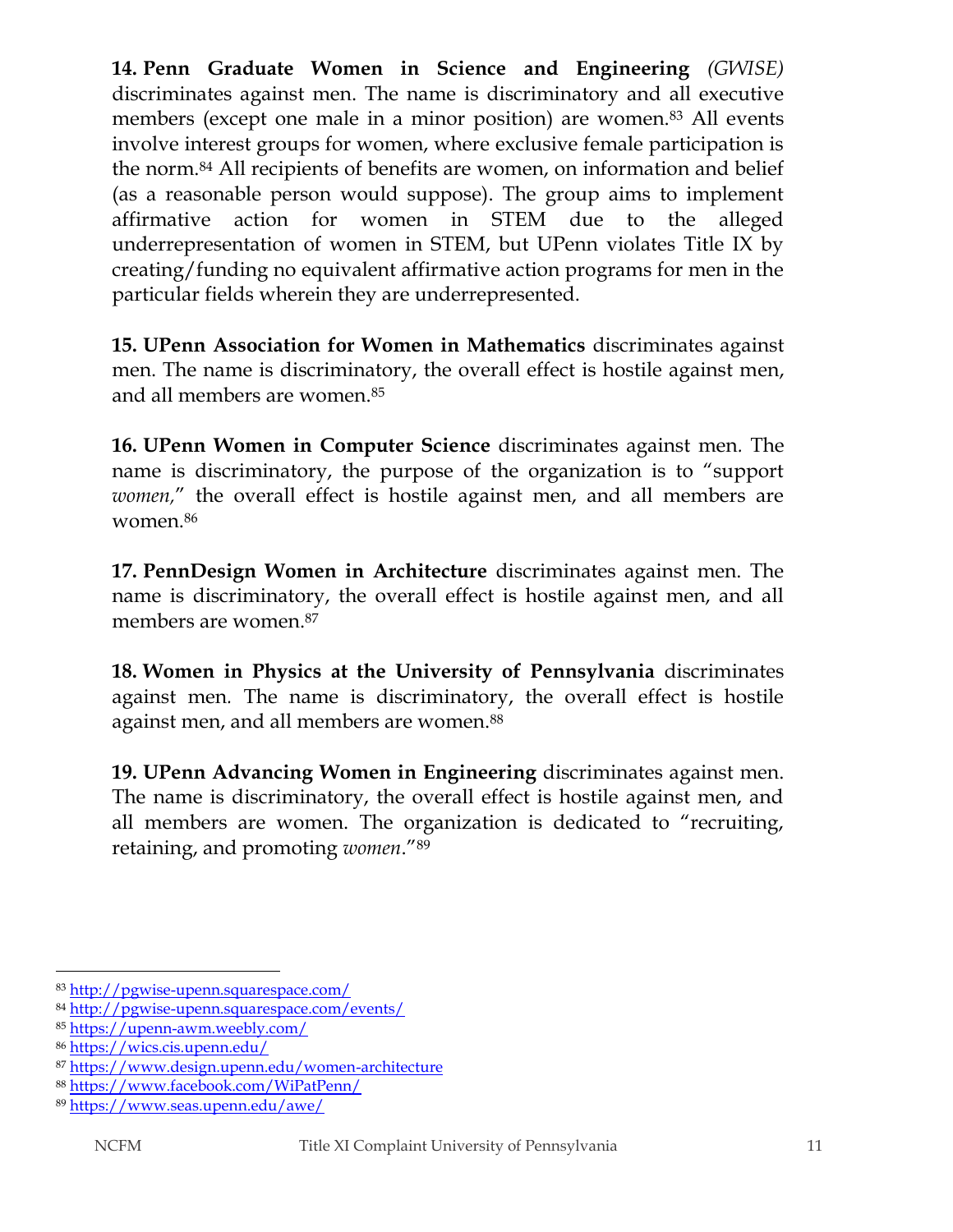**14. Penn Graduate Women in Science and Engineering** *(GWISE)* discriminates against men. The name is discriminatory and all executive members (except one male in a minor position) are women.[83] All events involve interest groups for women, where exclusive female participation is the norm.[84] All recipients of benefits are women, on information and belief (as a reasonable person would suppose). The group aims to implement affirmative action for women in STEM due to the alleged underrepresentation of women in STEM, but UPenn violates Title IX by creating/funding no equivalent affirmative action programs for men in the particular fields wherein they are underrepresented.

**15. UPenn Association for Women in Mathematics** discriminates against men. The name is discriminatory, the overall effect is hostile against men, and all members are women.[85]

**16. UPenn Women in Computer Science** discriminates against men. The name is discriminatory, the purpose of the organization is to "support *women,*" the overall effect is hostile against men, and all members are women.[86]

**17. PennDesign Women in Architecture** discriminates against men. The name is discriminatory, the overall effect is hostile against men, and all members are women.[87]

**18. Women in Physics at the University of Pennsylvania** discriminates against men. The name is discriminatory, the overall effect is hostile against men, and all members are women.[88]

**19. UPenn Advancing Women in Engineering** discriminates against men. The name is discriminatory, the overall effect is hostile against men, and all members are women. The organization is dedicated to "recruiting, retaining, and promoting *women*."[89]

---

[83] http://pgwise-upenn.squarespace.com/
[84] http://pgwise-upenn.squarespace.com/events/
[85] https://upenn-awm.weebly.com/
[86] https://wics.cis.upenn.edu/
[87] https://www.design.upenn.edu/women-architecture
[88] https://www.facebook.com/WiPatPenn/
[89] https://www.seas.upenn.edu/awe/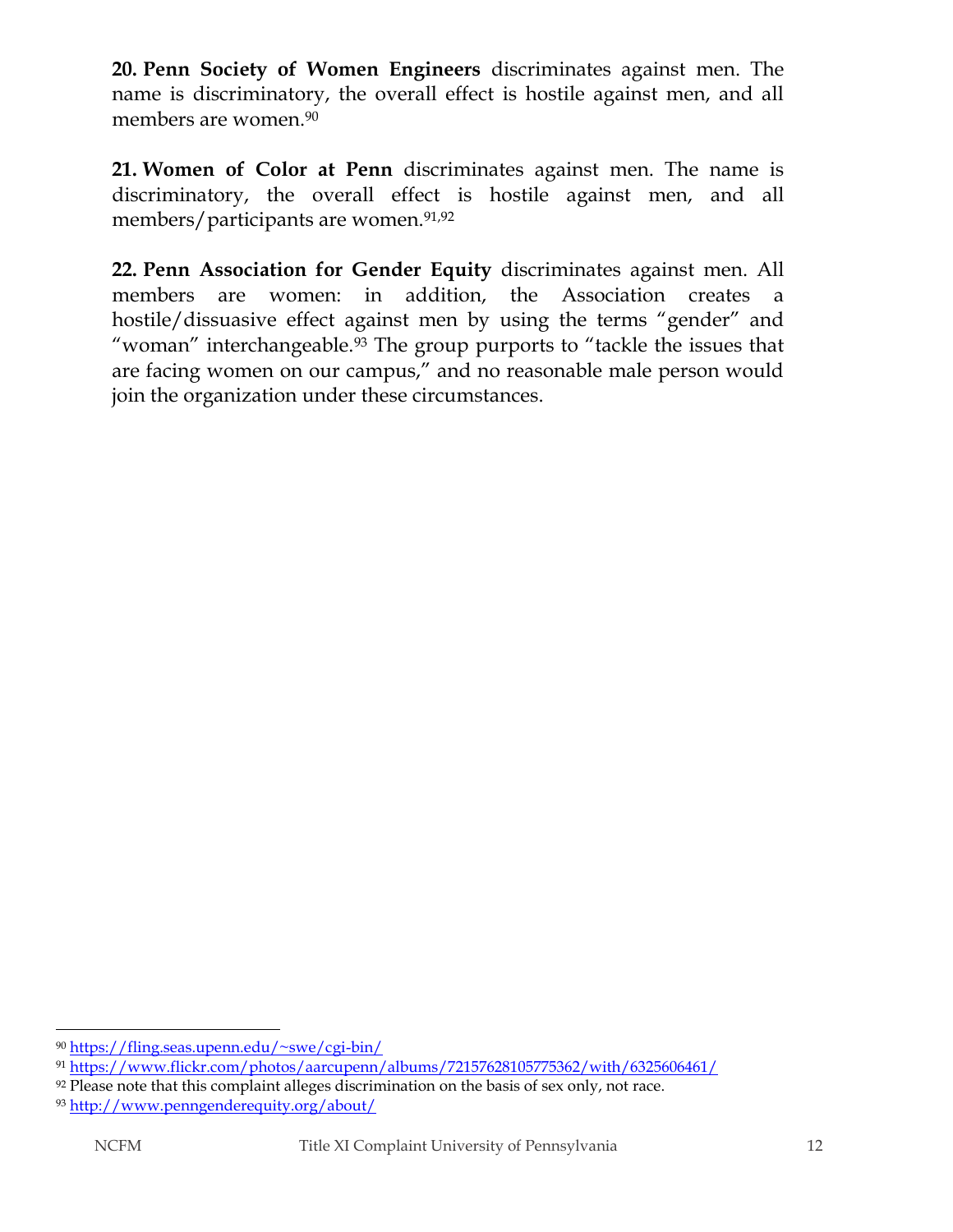**20. Penn Society of Women Engineers** discriminates against men. The name is discriminatory, the overall effect is hostile against men, and all members are women.[90]

**21. Women of Color at Penn** discriminates against men. The name is discriminatory, the overall effect is hostile against men, and all members/participants are women.[91,92]

**22. Penn Association for Gender Equity** discriminates against men. All members are women: in addition, the Association creates a hostile/dissuasive effect against men by using the terms "gender" and "woman" interchangeable.[93] The group purports to "tackle the issues that are facing women on our campus," and no reasonable male person would join the organization under these circumstances.

---

[90] https://fling.seas.upenn.edu/~swe/cgi-bin/

[91] https://www.flickr.com/photos/aarcupenn/albums/72157628105775362/with/6325606461/

[92] Please note that this complaint alleges discrimination on the basis of sex only, not race.

[93] http://www.penngenderequity.org/about/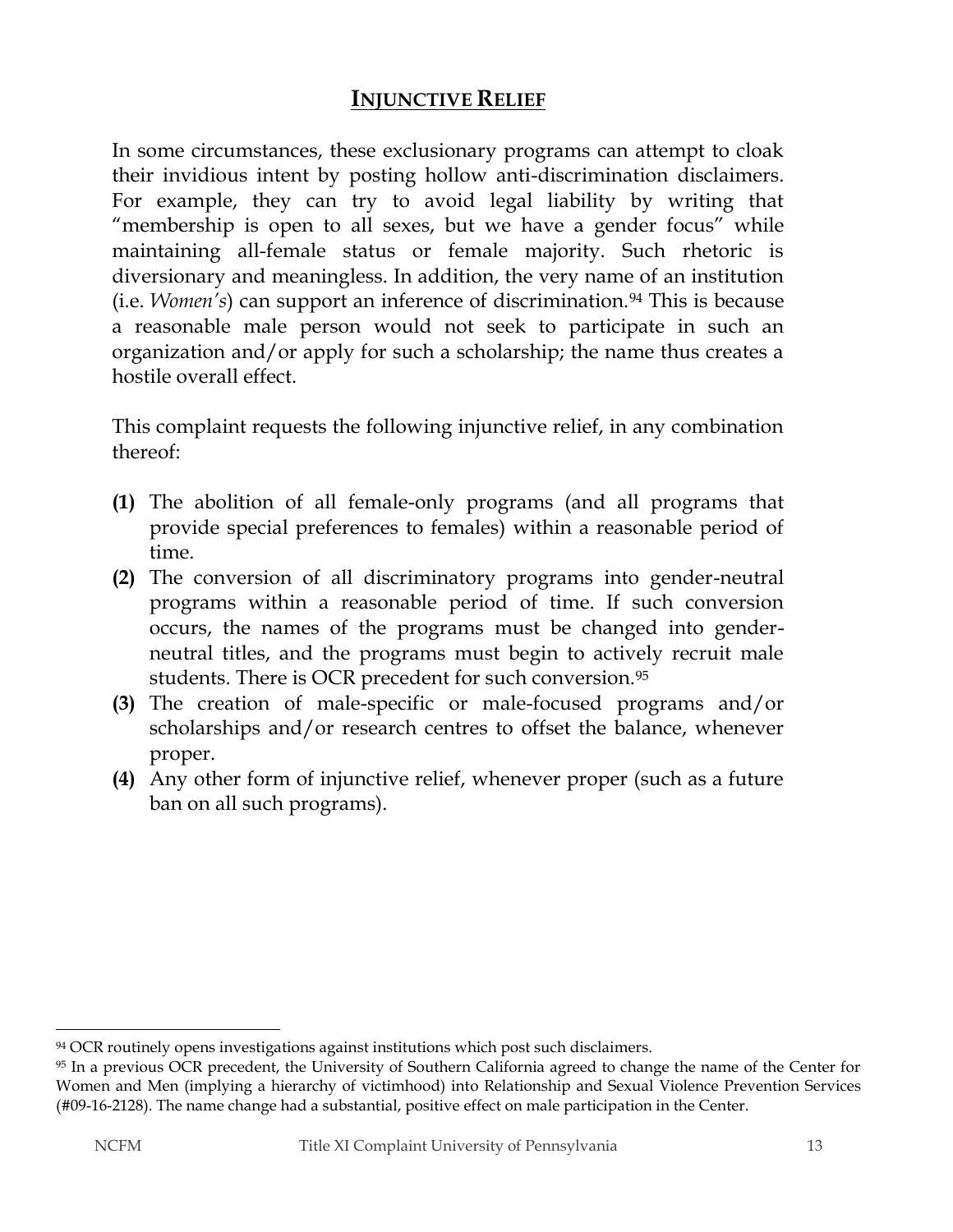## **INJUNCTIVE RELIEF**

In some circumstances, these exclusionary programs can attempt to cloak their invidious intent by posting hollow anti-discrimination disclaimers. For example, they can try to avoid legal liability by writing that "membership is open to all sexes, but we have a gender focus" while maintaining all-female status or female majority. Such rhetoric is diversionary and meaningless. In addition, the very name of an institution (i.e. *Women's*) can support an inference of discrimination.[94] This is because a reasonable male person would not seek to participate in such an organization and/or apply for such a scholarship; the name thus creates a hostile overall effect.

This complaint requests the following injunctive relief, in any combination thereof:

**(1)** The abolition of all female-only programs (and all programs that provide special preferences to females) within a reasonable period of time.

**(2)** The conversion of all discriminatory programs into gender-neutral programs within a reasonable period of time. If such conversion occurs, the names of the programs must be changed into gender-neutral titles, and the programs must begin to actively recruit male students. There is OCR precedent for such conversion.[95]

**(3)** The creation of male-specific or male-focused programs and/or scholarships and/or research centres to offset the balance, whenever proper.

**(4)** Any other form of injunctive relief, whenever proper (such as a future ban on all such programs).

---

[94] OCR routinely opens investigations against institutions which post such disclaimers.

[95] In a previous OCR precedent, the University of Southern California agreed to change the name of the Center for Women and Men (implying a hierarchy of victimhood) into Relationship and Sexual Violence Prevention Services (#09-16-2128). The name change had a substantial, positive effect on male participation in the Center.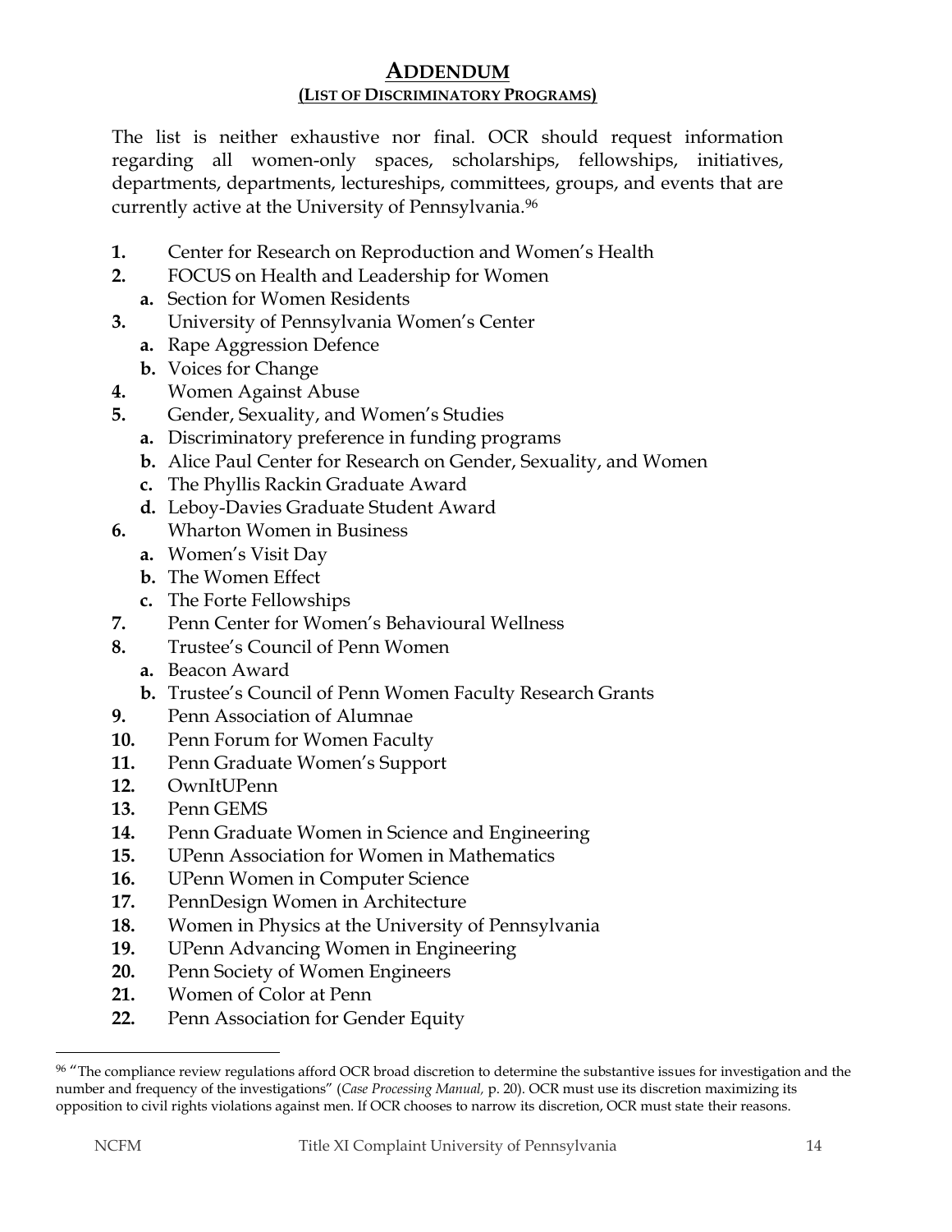# ADDENDUM

## (LIST OF DISCRIMINATORY PROGRAMS)

The list is neither exhaustive nor final. OCR should request information regarding all women-only spaces, scholarships, fellowships, initiatives, departments, departments, lectureships, committees, groups, and events that are currently active at the University of Pennsylvania.[96]

1. Center for Research on Reproduction and Women's Health
2. FOCUS on Health and Leadership for Women
   a. Section for Women Residents
3. University of Pennsylvania Women's Center
   a. Rape Aggression Defence
   b. Voices for Change
4. Women Against Abuse
5. Gender, Sexuality, and Women's Studies
   a. Discriminatory preference in funding programs
   b. Alice Paul Center for Research on Gender, Sexuality, and Women
   c. The Phyllis Rackin Graduate Award
   d. Leboy-Davies Graduate Student Award
6. Wharton Women in Business
   a. Women's Visit Day
   b. The Women Effect
   c. The Forte Fellowships
7. Penn Center for Women's Behavioural Wellness
8. Trustee's Council of Penn Women
   a. Beacon Award
   b. Trustee's Council of Penn Women Faculty Research Grants
9. Penn Association of Alumnae
10. Penn Forum for Women Faculty
11. Penn Graduate Women's Support
12. OwnItUPenn
13. Penn GEMS
14. Penn Graduate Women in Science and Engineering
15. UPenn Association for Women in Mathematics
16. UPenn Women in Computer Science
17. PennDesign Women in Architecture
18. Women in Physics at the University of Pennsylvania
19. UPenn Advancing Women in Engineering
20. Penn Society of Women Engineers
21. Women of Color at Penn
22. Penn Association for Gender Equity

---

[96] "The compliance review regulations afford OCR broad discretion to determine the substantive issues for investigation and the number and frequency of the investigations" (*Case Processing Manual,* p. 20). OCR must use its discretion maximizing its opposition to civil rights violations against men. If OCR chooses to narrow its discretion, OCR must state their reasons.